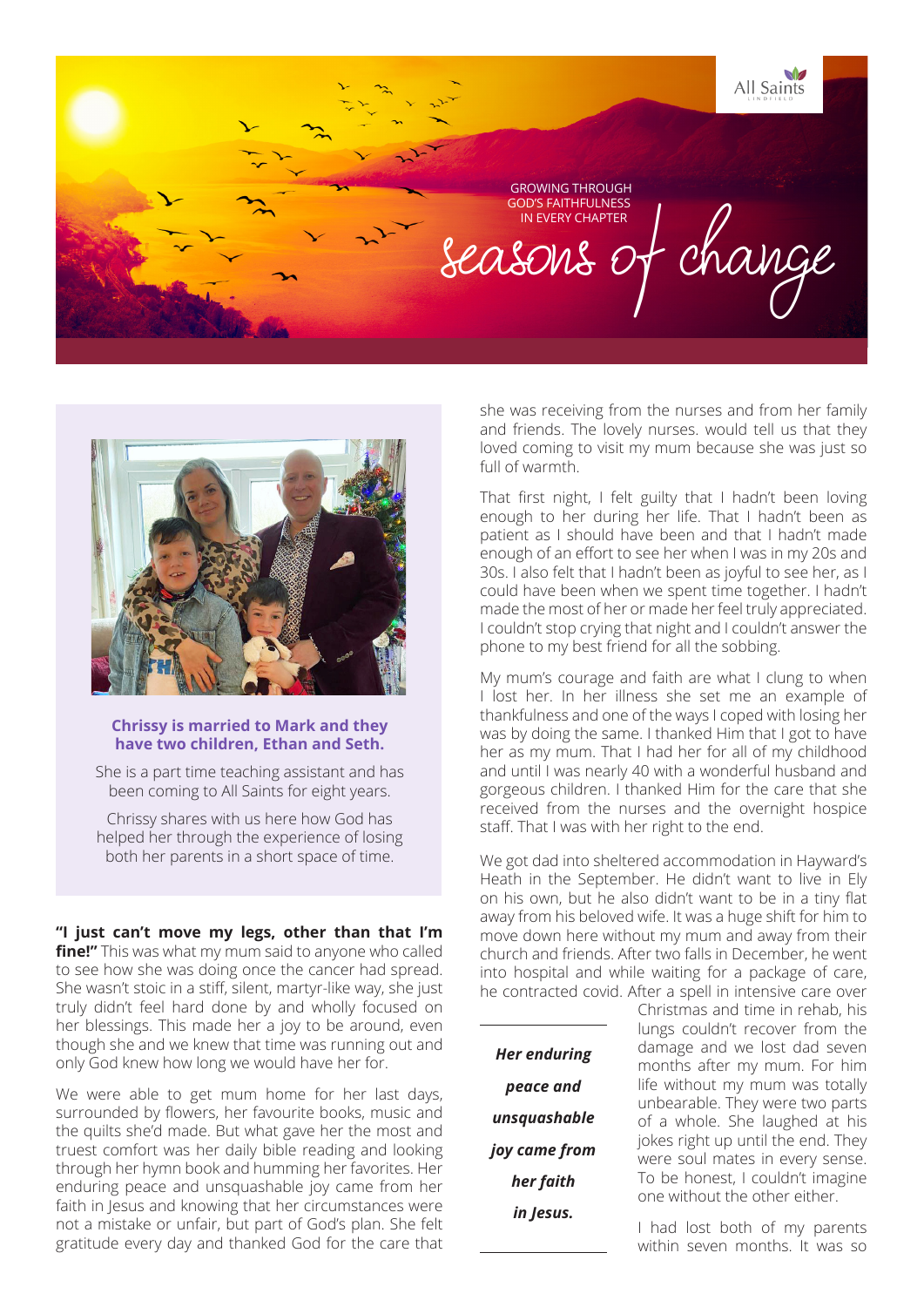All Saints

GROWING THROUGH GOD'S FAITHFULNESS IN EVERY CHAPTER

# seasons of change

**Chrissy is married to Mark and they have two children, Ethan and Seth.**

She is a part time teaching assistant and has been coming to All Saints for eight years.

Chrissy shares with us here how God has helped her through the experience of losing both her parents in a short space of time.

**"I just can't move my legs, other than that I'm fine!"** This was what my mum said to anyone who called to see how she was doing once the cancer had spread. She wasn't stoic in a stiff, silent, martyr-like way, she just truly didn't feel hard done by and wholly focused on her blessings. This made her a joy to be around, even though she and we knew that time was running out and only God knew how long we would have her for.

We were able to get mum home for her last days, surrounded by flowers, her favourite books, music and the quilts she'd made. But what gave her the most and truest comfort was her daily bible reading and looking through her hymn book and humming her favorites. Her enduring peace and unsquashable joy came from her faith in Jesus and knowing that her circumstances were not a mistake or unfair, but part of God's plan. She felt gratitude every day and thanked God for the care that she was receiving from the nurses and from her family and friends. The lovely nurses. would tell us that they loved coming to visit my mum because she was just so full of warmth.

That first night, I felt guilty that I hadn't been loving enough to her during her life. That I hadn't been as patient as I should have been and that I hadn't made enough of an effort to see her when I was in my 20s and 30s. I also felt that I hadn't been as joyful to see her, as I could have been when we spent time together. I hadn't made the most of her or made her feel truly appreciated. I couldn't stop crying that night and I couldn't answer the phone to my best friend for all the sobbing.

My mum's courage and faith are what I clung to when I lost her. In her illness she set me an example of thankfulness and one of the ways I coped with losing her was by doing the same. I thanked Him that I got to have her as my mum. That I had her for all of my childhood and until I was nearly 40 with a wonderful husband and gorgeous children. I thanked Him for the care that she received from the nurses and the overnight hospice staff. That I was with her right to the end.

We got dad into sheltered accommodation in Hayward's Heath in the September. He didn't want to live in Ely on his own, but he also didn't want to be in a tiny flat away from his beloved wife. It was a huge shift for him to move down here without my mum and away from their church and friends. After two falls in December, he went into hospital and while waiting for a package of care, he contracted covid. After a spell in intensive care over Christmas and time in rehab, his lungs couldn't recover from the damage and we lost dad seven months after my mum. For him life without my mum was totally unbearable. They were two parts of a whole. She laughed at his jokes right up until the end. They were soul mates in every sense. To be honest, I couldn't imagine one without the other either.

> ***Her enduring peace and unsquashable joy came from her faith in Jesus.***

I had lost both of my parents within seven months. It was so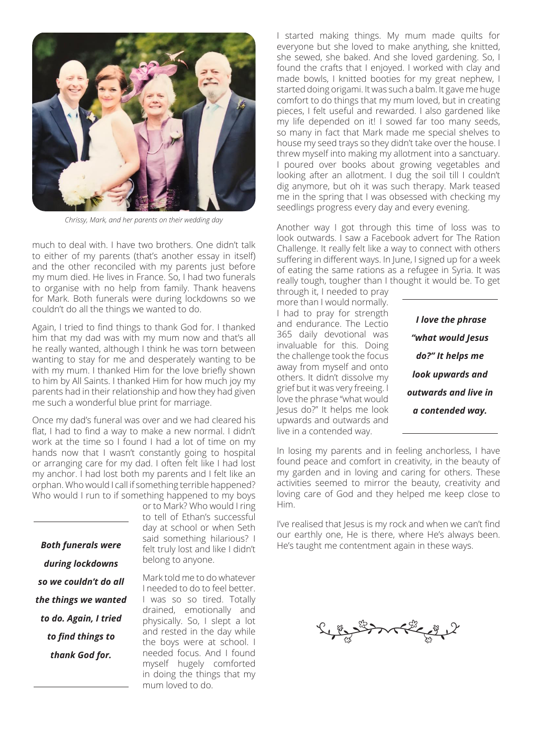*Chrissy, Mark, and her parents on their wedding day*

much to deal with. I have two brothers. One didn't talk to either of my parents (that's another essay in itself) and the other reconciled with my parents just before my mum died. He lives in France. So, I had two funerals to organise with no help from family. Thank heavens for Mark. Both funerals were during lockdowns so we couldn't do all the things we wanted to do.

Again, I tried to find things to thank God for. I thanked him that my dad was with my mum now and that's all he really wanted, although I think he was torn between wanting to stay for me and desperately wanting to be with my mum. I thanked Him for the love briefly shown to him by All Saints. I thanked Him for how much joy my parents had in their relationship and how they had given me such a wonderful blue print for marriage.

Once my dad's funeral was over and we had cleared his flat, I had to find a way to make a new normal. I didn't work at the time so I found I had a lot of time on my hands now that I wasn't constantly going to hospital or arranging care for my dad. I often felt like I had lost my anchor. I had lost both my parents and I felt like an orphan. Who would I call if something terrible happened? Who would I run to if something happened to my boys or to Mark? Who would I ring to tell of Ethan's successful day at school or when Seth said something hilarious? I felt truly lost and like I didn't belong to anyone.

***Both funerals were during lockdowns so we couldn't do all the things we wanted to do. Again, I tried to find things to thank God for.***

Mark told me to do whatever I needed to do to feel better. I was so so tired. Totally drained, emotionally and physically. So, I slept a lot and rested in the day while the boys were at school. I needed focus. And I found myself hugely comforted in doing the things that my mum loved to do.

I started making things. My mum made quilts for everyone but she loved to make anything, she knitted, she sewed, she baked. And she loved gardening. So, I found the crafts that I enjoyed. I worked with clay and made bowls, I knitted booties for my great nephew, I started doing origami. It was such a balm. It gave me huge comfort to do things that my mum loved, but in creating pieces, I felt useful and rewarded. I also gardened like my life depended on it! I sowed far too many seeds, so many in fact that Mark made me special shelves to house my seed trays so they didn't take over the house. I threw myself into making my allotment into a sanctuary. I poured over books about growing vegetables and looking after an allotment. I dug the soil till I couldn't dig anymore, but oh it was such therapy. Mark teased me in the spring that I was obsessed with checking my seedlings progress every day and every evening.

Another way I got through this time of loss was to look outwards. I saw a Facebook advert for The Ration Challenge. It really felt like a way to connect with others suffering in different ways. In June, I signed up for a week of eating the same rations as a refugee in Syria. It was really tough, tougher than I thought it would be. To get through it, I needed to pray more than I would normally. I had to pray for strength and endurance. The Lectio 365 daily devotional was invaluable for this. Doing the challenge took the focus away from myself and onto others. It didn't dissolve my grief but it was very freeing. I love the phrase "what would Jesus do?" It helps me look upwards and outwards and live in a contended way.

***I love the phrase "what would Jesus do?" It helps me look upwards and outwards and live in a contended way.***

In losing my parents and in feeling anchorless, I have found peace and comfort in creativity, in the beauty of my garden and in loving and caring for others. These activities seemed to mirror the beauty, creativity and loving care of God and they helped me keep close to Him.

I've realised that Jesus is my rock and when we can't find our earthly one, He is there, where He's always been. He's taught me contentment again in these ways.